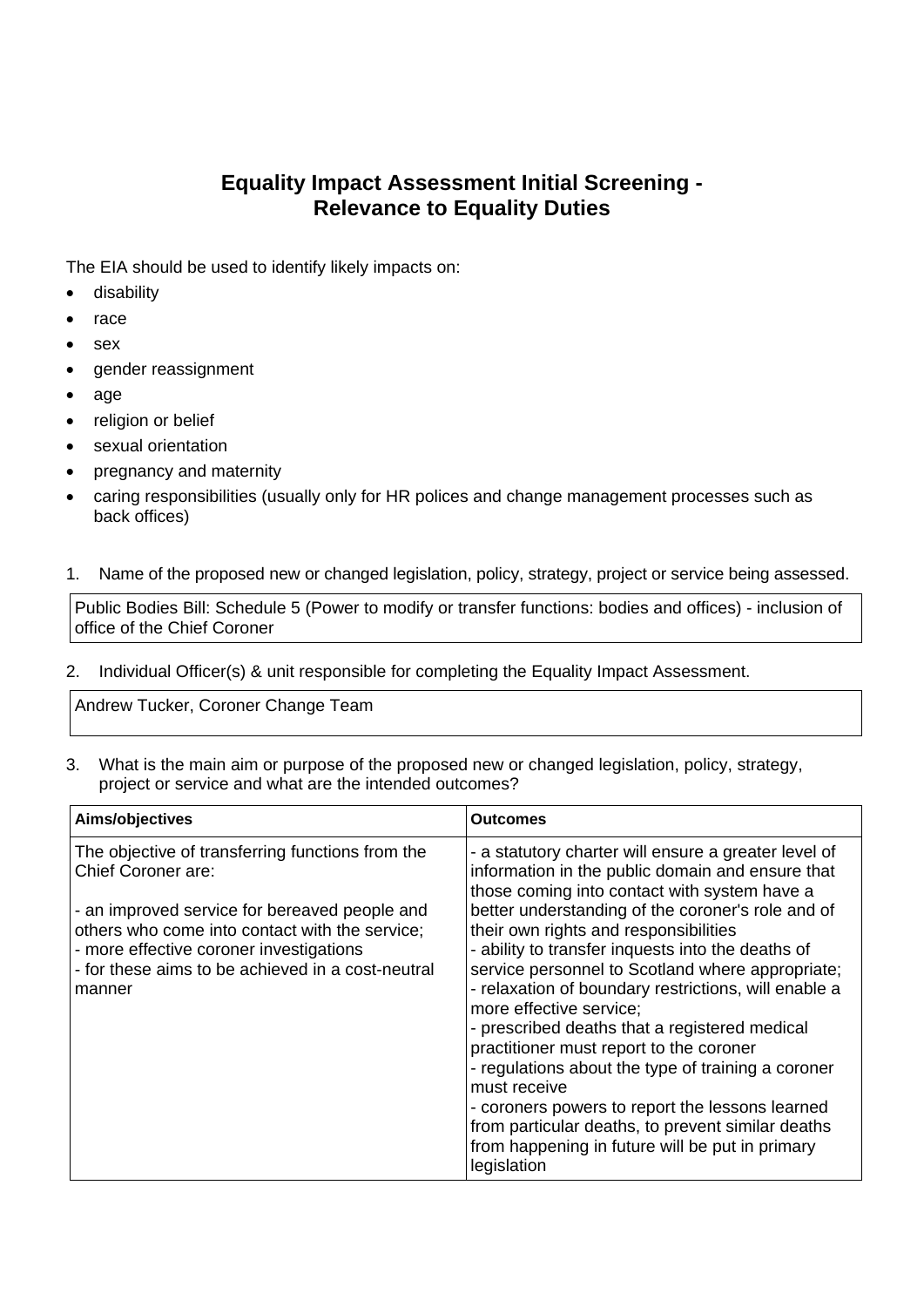# Equality Impact Assessment Initial Screening - Relevance to Equality Duties

The EIA should be used to identify likely impacts on:

- disability
- race
- sex
- gender reassignment
- age
- religion or belief
- sexual orientation
- pregnancy and maternity
- caring responsibilities (usually only for HR polices and change management processes such as back offices)

1. Name of the proposed new or changed legislation, policy, strategy, project or service being assessed.

| Public Bodies Bill: Schedule 5 (Power to modify or transfer functions: bodies and offices) - inclusion of office of the Chief Coroner |
|---|

2. Individual Officer(s) & unit responsible for completing the Equality Impact Assessment.

| Andrew Tucker, Coroner Change Team |
|---|

3. What is the main aim or purpose of the proposed new or changed legislation, policy, strategy, project or service and what are the intended outcomes?

| Aims/objectives | Outcomes |
|---|---|
| The objective of transferring functions from the Chief Coroner are:<br><br>- an improved service for bereaved people and others who come into contact with the service;<br>- more effective coroner investigations<br>- for these aims to be achieved in a cost-neutral manner | - a statutory charter will ensure a greater level of information in the public domain and ensure that those coming into contact with system have a better understanding of the coroner's role and of their own rights and responsibilities<br>- ability to transfer inquests into the deaths of service personnel to Scotland where appropriate;<br>- relaxation of boundary restrictions, will enable a more effective service;<br>- prescribed deaths that a registered medical practitioner must report to the coroner<br>- regulations about the type of training a coroner must receive<br>- coroners powers to report the lessons learned from particular deaths, to prevent similar deaths from happening in future will be put in primary legislation |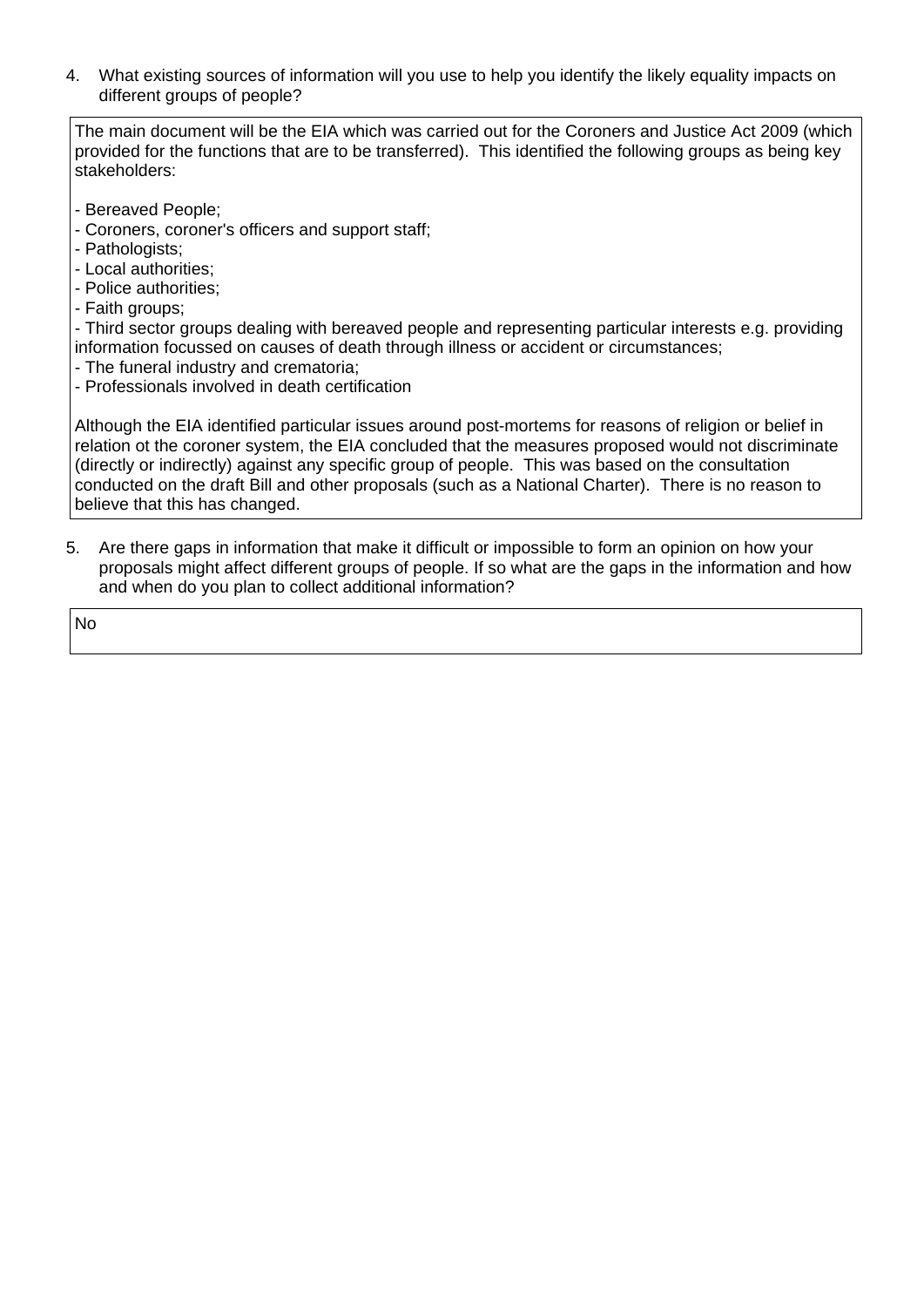4. What existing sources of information will you use to help you identify the likely equality impacts on different groups of people?

The main document will be the EIA which was carried out for the Coroners and Justice Act 2009 (which provided for the functions that are to be transferred). This identified the following groups as being key stakeholders:

- Bereaved People;
- Coroners, coroner's officers and support staff;
- Pathologists;
- Local authorities;
- Police authorities;
- Faith groups;
- Third sector groups dealing with bereaved people and representing particular interests e.g. providing information focussed on causes of death through illness or accident or circumstances;
- The funeral industry and crematoria;
- Professionals involved in death certification

Although the EIA identified particular issues around post-mortems for reasons of religion or belief in relation ot the coroner system, the EIA concluded that the measures proposed would not discriminate (directly or indirectly) against any specific group of people. This was based on the consultation conducted on the draft Bill and other proposals (such as a National Charter). There is no reason to believe that this has changed.

5. Are there gaps in information that make it difficult or impossible to form an opinion on how your proposals might affect different groups of people. If so what are the gaps in the information and how and when do you plan to collect additional information?

No